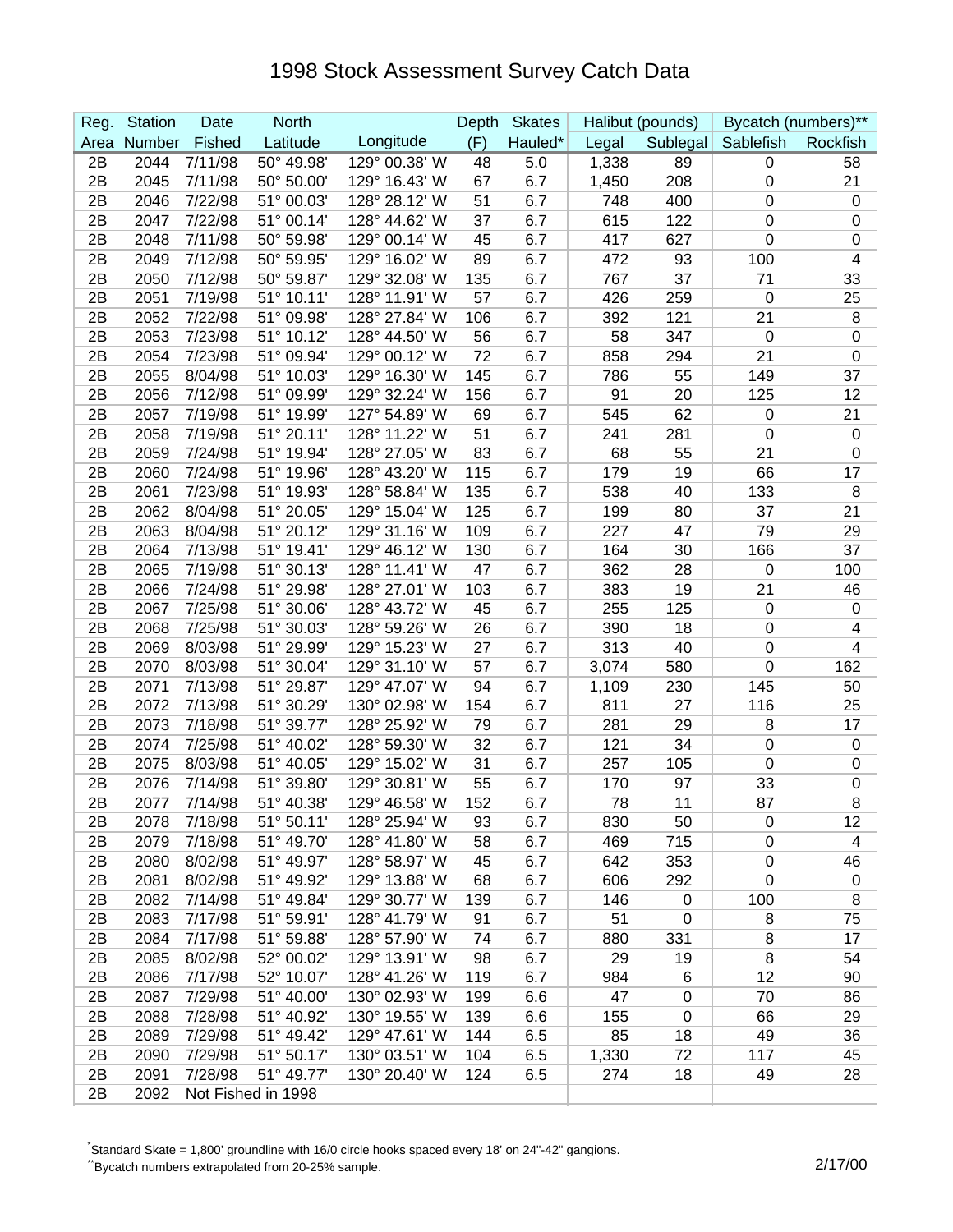# 1998 Stock Assessment Survey Catch Data

| Reg. | Station | Date | North | | Depth | Skates | Halibut (pounds) | | Bycatch (numbers)** | |
|---|---|---|---|---|---|---|---|---|---|---|
| Area | Number | Fished | Latitude | Longitude | (F) | Hauled* | Legal | Sublegal | Sablefish | Rockfish |
| 2B | 2044 | 7/11/98 | 50° 49.98' | 129° 00.38' W | 48 | 5.0 | 1,338 | 89 | 0 | 58 |
| 2B | 2045 | 7/11/98 | 50° 50.00' | 129° 16.43' W | 67 | 6.7 | 1,450 | 208 | 0 | 21 |
| 2B | 2046 | 7/22/98 | 51° 00.03' | 128° 28.12' W | 51 | 6.7 | 748 | 400 | 0 | 0 |
| 2B | 2047 | 7/22/98 | 51° 00.14' | 128° 44.62' W | 37 | 6.7 | 615 | 122 | 0 | 0 |
| 2B | 2048 | 7/11/98 | 50° 59.98' | 129° 00.14' W | 45 | 6.7 | 417 | 627 | 0 | 0 |
| 2B | 2049 | 7/12/98 | 50° 59.95' | 129° 16.02' W | 89 | 6.7 | 472 | 93 | 100 | 4 |
| 2B | 2050 | 7/12/98 | 50° 59.87' | 129° 32.08' W | 135 | 6.7 | 767 | 37 | 71 | 33 |
| 2B | 2051 | 7/19/98 | 51° 10.11' | 128° 11.91' W | 57 | 6.7 | 426 | 259 | 0 | 25 |
| 2B | 2052 | 7/22/98 | 51° 09.98' | 128° 27.84' W | 106 | 6.7 | 392 | 121 | 21 | 8 |
| 2B | 2053 | 7/23/98 | 51° 10.12' | 128° 44.50' W | 56 | 6.7 | 58 | 347 | 0 | 0 |
| 2B | 2054 | 7/23/98 | 51° 09.94' | 129° 00.12' W | 72 | 6.7 | 858 | 294 | 21 | 0 |
| 2B | 2055 | 8/04/98 | 51° 10.03' | 129° 16.30' W | 145 | 6.7 | 786 | 55 | 149 | 37 |
| 2B | 2056 | 7/12/98 | 51° 09.99' | 129° 32.24' W | 156 | 6.7 | 91 | 20 | 125 | 12 |
| 2B | 2057 | 7/19/98 | 51° 19.99' | 127° 54.89' W | 69 | 6.7 | 545 | 62 | 0 | 21 |
| 2B | 2058 | 7/19/98 | 51° 20.11' | 128° 11.22' W | 51 | 6.7 | 241 | 281 | 0 | 0 |
| 2B | 2059 | 7/24/98 | 51° 19.94' | 128° 27.05' W | 83 | 6.7 | 68 | 55 | 21 | 0 |
| 2B | 2060 | 7/24/98 | 51° 19.96' | 128° 43.20' W | 115 | 6.7 | 179 | 19 | 66 | 17 |
| 2B | 2061 | 7/23/98 | 51° 19.93' | 128° 58.84' W | 135 | 6.7 | 538 | 40 | 133 | 8 |
| 2B | 2062 | 8/04/98 | 51° 20.05' | 129° 15.04' W | 125 | 6.7 | 199 | 80 | 37 | 21 |
| 2B | 2063 | 8/04/98 | 51° 20.12' | 129° 31.16' W | 109 | 6.7 | 227 | 47 | 79 | 29 |
| 2B | 2064 | 7/13/98 | 51° 19.41' | 129° 46.12' W | 130 | 6.7 | 164 | 30 | 166 | 37 |
| 2B | 2065 | 7/19/98 | 51° 30.13' | 128° 11.41' W | 47 | 6.7 | 362 | 28 | 0 | 100 |
| 2B | 2066 | 7/24/98 | 51° 29.98' | 128° 27.01' W | 103 | 6.7 | 383 | 19 | 21 | 46 |
| 2B | 2067 | 7/25/98 | 51° 30.06' | 128° 43.72' W | 45 | 6.7 | 255 | 125 | 0 | 0 |
| 2B | 2068 | 7/25/98 | 51° 30.03' | 128° 59.26' W | 26 | 6.7 | 390 | 18 | 0 | 4 |
| 2B | 2069 | 8/03/98 | 51° 29.99' | 129° 15.23' W | 27 | 6.7 | 313 | 40 | 0 | 4 |
| 2B | 2070 | 8/03/98 | 51° 30.04' | 129° 31.10' W | 57 | 6.7 | 3,074 | 580 | 0 | 162 |
| 2B | 2071 | 7/13/98 | 51° 29.87' | 129° 47.07' W | 94 | 6.7 | 1,109 | 230 | 145 | 50 |
| 2B | 2072 | 7/13/98 | 51° 30.29' | 130° 02.98' W | 154 | 6.7 | 811 | 27 | 116 | 25 |
| 2B | 2073 | 7/18/98 | 51° 39.77' | 128° 25.92' W | 79 | 6.7 | 281 | 29 | 8 | 17 |
| 2B | 2074 | 7/25/98 | 51° 40.02' | 128° 59.30' W | 32 | 6.7 | 121 | 34 | 0 | 0 |
| 2B | 2075 | 8/03/98 | 51° 40.05' | 129° 15.02' W | 31 | 6.7 | 257 | 105 | 0 | 0 |
| 2B | 2076 | 7/14/98 | 51° 39.80' | 129° 30.81' W | 55 | 6.7 | 170 | 97 | 33 | 0 |
| 2B | 2077 | 7/14/98 | 51° 40.38' | 129° 46.58' W | 152 | 6.7 | 78 | 11 | 87 | 8 |
| 2B | 2078 | 7/18/98 | 51° 50.11' | 128° 25.94' W | 93 | 6.7 | 830 | 50 | 0 | 12 |
| 2B | 2079 | 7/18/98 | 51° 49.70' | 128° 41.80' W | 58 | 6.7 | 469 | 715 | 0 | 4 |
| 2B | 2080 | 8/02/98 | 51° 49.97' | 128° 58.97' W | 45 | 6.7 | 642 | 353 | 0 | 46 |
| 2B | 2081 | 8/02/98 | 51° 49.92' | 129° 13.88' W | 68 | 6.7 | 606 | 292 | 0 | 0 |
| 2B | 2082 | 7/14/98 | 51° 49.84' | 129° 30.77' W | 139 | 6.7 | 146 | 0 | 100 | 8 |
| 2B | 2083 | 7/17/98 | 51° 59.91' | 128° 41.79' W | 91 | 6.7 | 51 | 0 | 8 | 75 |
| 2B | 2084 | 7/17/98 | 51° 59.88' | 128° 57.90' W | 74 | 6.7 | 880 | 331 | 8 | 17 |
| 2B | 2085 | 8/02/98 | 52° 00.02' | 129° 13.91' W | 98 | 6.7 | 29 | 19 | 8 | 54 |
| 2B | 2086 | 7/17/98 | 52° 10.07' | 128° 41.26' W | 119 | 6.7 | 984 | 6 | 12 | 90 |
| 2B | 2087 | 7/29/98 | 51° 40.00' | 130° 02.93' W | 199 | 6.6 | 47 | 0 | 70 | 86 |
| 2B | 2088 | 7/28/98 | 51° 40.92' | 130° 19.55' W | 139 | 6.6 | 155 | 0 | 66 | 29 |
| 2B | 2089 | 7/29/98 | 51° 49.42' | 129° 47.61' W | 144 | 6.5 | 85 | 18 | 49 | 36 |
| 2B | 2090 | 7/29/98 | 51° 50.17' | 130° 03.51' W | 104 | 6.5 | 1,330 | 72 | 117 | 45 |
| 2B | 2091 | 7/28/98 | 51° 49.77' | 130° 20.40' W | 124 | 6.5 | 274 | 18 | 49 | 28 |
| 2B | 2092 | Not Fished in 1998 | | | | | | | | |

*Standard Skate = 1,800' groundline with 16/0 circle hooks spaced every 18' on 24"-42" gangions.

**Bycatch numbers extrapolated from 20-25% sample.

2/17/00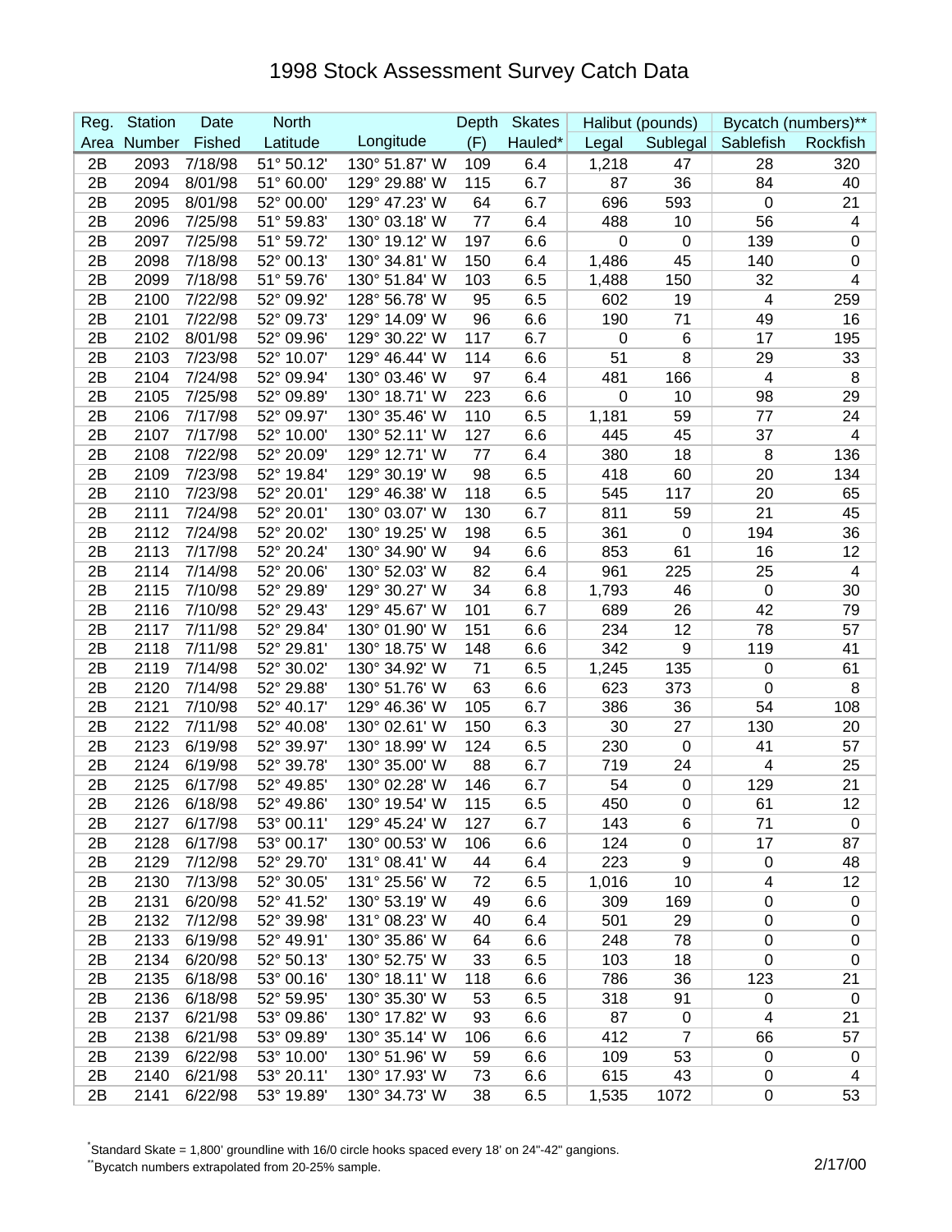# 1998 Stock Assessment Survey Catch Data

| Reg. Area | Station Number | Date Fished | North Latitude | Longitude | Depth (F) | Skates Hauled* | Halibut (pounds) | | Bycatch (numbers)** | |
|---|---|---|---|---|---|---|---|---|---|---|
| | | | | | | | Legal | Sublegal | Sablefish | Rockfish |
| 2B | 2093 | 7/18/98 | 51° 50.12' | 130° 51.87' W | 109 | 6.4 | 1,218 | 47 | 28 | 320 |
| 2B | 2094 | 8/01/98 | 51° 60.00' | 129° 29.88' W | 115 | 6.7 | 87 | 36 | 84 | 40 |
| 2B | 2095 | 8/01/98 | 52° 00.00' | 129° 47.23' W | 64 | 6.7 | 696 | 593 | 0 | 21 |
| 2B | 2096 | 7/25/98 | 51° 59.83' | 130° 03.18' W | 77 | 6.4 | 488 | 10 | 56 | 4 |
| 2B | 2097 | 7/25/98 | 51° 59.72' | 130° 19.12' W | 197 | 6.6 | 0 | 0 | 139 | 0 |
| 2B | 2098 | 7/18/98 | 52° 00.13' | 130° 34.81' W | 150 | 6.4 | 1,486 | 45 | 140 | 0 |
| 2B | 2099 | 7/18/98 | 51° 59.76' | 130° 51.84' W | 103 | 6.5 | 1,488 | 150 | 32 | 4 |
| 2B | 2100 | 7/22/98 | 52° 09.92' | 128° 56.78' W | 95 | 6.5 | 602 | 19 | 4 | 259 |
| 2B | 2101 | 7/22/98 | 52° 09.73' | 129° 14.09' W | 96 | 6.6 | 190 | 71 | 49 | 16 |
| 2B | 2102 | 8/01/98 | 52° 09.96' | 129° 30.22' W | 117 | 6.7 | 0 | 6 | 17 | 195 |
| 2B | 2103 | 7/23/98 | 52° 10.07' | 129° 46.44' W | 114 | 6.6 | 51 | 8 | 29 | 33 |
| 2B | 2104 | 7/24/98 | 52° 09.94' | 130° 03.46' W | 97 | 6.4 | 481 | 166 | 4 | 8 |
| 2B | 2105 | 7/25/98 | 52° 09.89' | 130° 18.71' W | 223 | 6.6 | 0 | 10 | 98 | 29 |
| 2B | 2106 | 7/17/98 | 52° 09.97' | 130° 35.46' W | 110 | 6.5 | 1,181 | 59 | 77 | 24 |
| 2B | 2107 | 7/17/98 | 52° 10.00' | 130° 52.11' W | 127 | 6.6 | 445 | 45 | 37 | 4 |
| 2B | 2108 | 7/22/98 | 52° 20.09' | 129° 12.71' W | 77 | 6.4 | 380 | 18 | 8 | 136 |
| 2B | 2109 | 7/23/98 | 52° 19.84' | 129° 30.19' W | 98 | 6.5 | 418 | 60 | 20 | 134 |
| 2B | 2110 | 7/23/98 | 52° 20.01' | 129° 46.38' W | 118 | 6.5 | 545 | 117 | 20 | 65 |
| 2B | 2111 | 7/24/98 | 52° 20.01' | 130° 03.07' W | 130 | 6.7 | 811 | 59 | 21 | 45 |
| 2B | 2112 | 7/24/98 | 52° 20.02' | 130° 19.25' W | 198 | 6.5 | 361 | 0 | 194 | 36 |
| 2B | 2113 | 7/17/98 | 52° 20.24' | 130° 34.90' W | 94 | 6.6 | 853 | 61 | 16 | 12 |
| 2B | 2114 | 7/14/98 | 52° 20.06' | 130° 52.03' W | 82 | 6.4 | 961 | 225 | 25 | 4 |
| 2B | 2115 | 7/10/98 | 52° 29.89' | 129° 30.27' W | 34 | 6.8 | 1,793 | 46 | 0 | 30 |
| 2B | 2116 | 7/10/98 | 52° 29.43' | 129° 45.67' W | 101 | 6.7 | 689 | 26 | 42 | 79 |
| 2B | 2117 | 7/11/98 | 52° 29.84' | 130° 01.90' W | 151 | 6.6 | 234 | 12 | 78 | 57 |
| 2B | 2118 | 7/11/98 | 52° 29.81' | 130° 18.75' W | 148 | 6.6 | 342 | 9 | 119 | 41 |
| 2B | 2119 | 7/14/98 | 52° 30.02' | 130° 34.92' W | 71 | 6.5 | 1,245 | 135 | 0 | 61 |
| 2B | 2120 | 7/14/98 | 52° 29.88' | 130° 51.76' W | 63 | 6.6 | 623 | 373 | 0 | 8 |
| 2B | 2121 | 7/10/98 | 52° 40.17' | 129° 46.36' W | 105 | 6.7 | 386 | 36 | 54 | 108 |
| 2B | 2122 | 7/11/98 | 52° 40.08' | 130° 02.61' W | 150 | 6.3 | 30 | 27 | 130 | 20 |
| 2B | 2123 | 6/19/98 | 52° 39.97' | 130° 18.99' W | 124 | 6.5 | 230 | 0 | 41 | 57 |
| 2B | 2124 | 6/19/98 | 52° 39.78' | 130° 35.00' W | 88 | 6.7 | 719 | 24 | 4 | 25 |
| 2B | 2125 | 6/17/98 | 52° 49.85' | 130° 02.28' W | 146 | 6.7 | 54 | 0 | 129 | 21 |
| 2B | 2126 | 6/18/98 | 52° 49.86' | 130° 19.54' W | 115 | 6.5 | 450 | 0 | 61 | 12 |
| 2B | 2127 | 6/17/98 | 53° 00.11' | 129° 45.24' W | 127 | 6.7 | 143 | 6 | 71 | 0 |
| 2B | 2128 | 6/17/98 | 53° 00.17' | 130° 00.53' W | 106 | 6.6 | 124 | 0 | 17 | 87 |
| 2B | 2129 | 7/12/98 | 52° 29.70' | 131° 08.41' W | 44 | 6.4 | 223 | 9 | 0 | 48 |
| 2B | 2130 | 7/13/98 | 52° 30.05' | 131° 25.56' W | 72 | 6.5 | 1,016 | 10 | 4 | 12 |
| 2B | 2131 | 6/20/98 | 52° 41.52' | 130° 53.19' W | 49 | 6.6 | 309 | 169 | 0 | 0 |
| 2B | 2132 | 7/12/98 | 52° 39.98' | 131° 08.23' W | 40 | 6.4 | 501 | 29 | 0 | 0 |
| 2B | 2133 | 6/19/98 | 52° 49.91' | 130° 35.86' W | 64 | 6.6 | 248 | 78 | 0 | 0 |
| 2B | 2134 | 6/20/98 | 52° 50.13' | 130° 52.75' W | 33 | 6.5 | 103 | 18 | 0 | 0 |
| 2B | 2135 | 6/18/98 | 53° 00.16' | 130° 18.11' W | 118 | 6.6 | 786 | 36 | 123 | 21 |
| 2B | 2136 | 6/18/98 | 52° 59.95' | 130° 35.30' W | 53 | 6.5 | 318 | 91 | 0 | 0 |
| 2B | 2137 | 6/21/98 | 53° 09.86' | 130° 17.82' W | 93 | 6.6 | 87 | 0 | 4 | 21 |
| 2B | 2138 | 6/21/98 | 53° 09.89' | 130° 35.14' W | 106 | 6.6 | 412 | 7 | 66 | 57 |
| 2B | 2139 | 6/22/98 | 53° 10.00' | 130° 51.96' W | 59 | 6.6 | 109 | 53 | 0 | 0 |
| 2B | 2140 | 6/21/98 | 53° 20.11' | 130° 17.93' W | 73 | 6.6 | 615 | 43 | 0 | 4 |
| 2B | 2141 | 6/22/98 | 53° 19.89' | 130° 34.73' W | 38 | 6.5 | 1,535 | 1072 | 0 | 53 |

*Standard Skate = 1,800' groundline with 16/0 circle hooks spaced every 18' on 24"-42" gangions.

**Bycatch numbers extrapolated from 20-25% sample.

2/17/00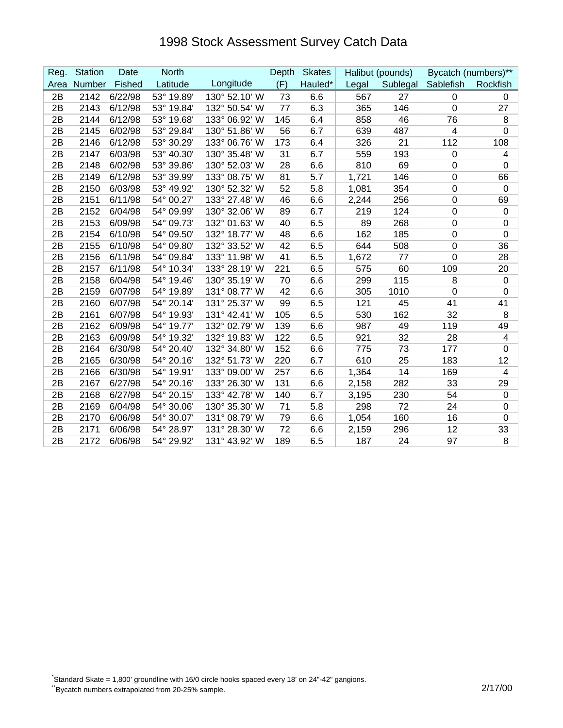# 1998 Stock Assessment Survey Catch Data

| Reg. Area | Station Number | Date Fished | North Latitude | Longitude | Depth (F) | Skates Hauled* | Halibut (pounds) | | Bycatch (numbers)** | |
|---|---|---|---|---|---|---|---|---|---|---|
| | | | | | | | Legal | Sublegal | Sablefish | Rockfish |
| 2B | 2142 | 6/22/98 | 53° 19.89' | 130° 52.10' W | 73 | 6.6 | 567 | 27 | 0 | 0 |
| 2B | 2143 | 6/12/98 | 53° 19.84' | 132° 50.54' W | 77 | 6.3 | 365 | 146 | 0 | 27 |
| 2B | 2144 | 6/12/98 | 53° 19.68' | 133° 06.92' W | 145 | 6.4 | 858 | 46 | 76 | 8 |
| 2B | 2145 | 6/02/98 | 53° 29.84' | 130° 51.86' W | 56 | 6.7 | 639 | 487 | 4 | 0 |
| 2B | 2146 | 6/12/98 | 53° 30.29' | 133° 06.76' W | 173 | 6.4 | 326 | 21 | 112 | 108 |
| 2B | 2147 | 6/03/98 | 53° 40.30' | 130° 35.48' W | 31 | 6.7 | 559 | 193 | 0 | 4 |
| 2B | 2148 | 6/02/98 | 53° 39.86' | 130° 52.03' W | 28 | 6.6 | 810 | 69 | 0 | 0 |
| 2B | 2149 | 6/12/98 | 53° 39.99' | 133° 08.75' W | 81 | 5.7 | 1,721 | 146 | 0 | 66 |
| 2B | 2150 | 6/03/98 | 53° 49.92' | 130° 52.32' W | 52 | 5.8 | 1,081 | 354 | 0 | 0 |
| 2B | 2151 | 6/11/98 | 54° 00.27' | 133° 27.48' W | 46 | 6.6 | 2,244 | 256 | 0 | 69 |
| 2B | 2152 | 6/04/98 | 54° 09.99' | 130° 32.06' W | 89 | 6.7 | 219 | 124 | 0 | 0 |
| 2B | 2153 | 6/09/98 | 54° 09.73' | 132° 01.63' W | 40 | 6.5 | 89 | 268 | 0 | 0 |
| 2B | 2154 | 6/10/98 | 54° 09.50' | 132° 18.77' W | 48 | 6.6 | 162 | 185 | 0 | 0 |
| 2B | 2155 | 6/10/98 | 54° 09.80' | 132° 33.52' W | 42 | 6.5 | 644 | 508 | 0 | 36 |
| 2B | 2156 | 6/11/98 | 54° 09.84' | 133° 11.98' W | 41 | 6.5 | 1,672 | 77 | 0 | 28 |
| 2B | 2157 | 6/11/98 | 54° 10.34' | 133° 28.19' W | 221 | 6.5 | 575 | 60 | 109 | 20 |
| 2B | 2158 | 6/04/98 | 54° 19.46' | 130° 35.19' W | 70 | 6.6 | 299 | 115 | 8 | 0 |
| 2B | 2159 | 6/07/98 | 54° 19.89' | 131° 08.77' W | 42 | 6.6 | 305 | 1010 | 0 | 0 |
| 2B | 2160 | 6/07/98 | 54° 20.14' | 131° 25.37' W | 99 | 6.5 | 121 | 45 | 41 | 41 |
| 2B | 2161 | 6/07/98 | 54° 19.93' | 131° 42.41' W | 105 | 6.5 | 530 | 162 | 32 | 8 |
| 2B | 2162 | 6/09/98 | 54° 19.77' | 132° 02.79' W | 139 | 6.6 | 987 | 49 | 119 | 49 |
| 2B | 2163 | 6/09/98 | 54° 19.32' | 132° 19.83' W | 122 | 6.5 | 921 | 32 | 28 | 4 |
| 2B | 2164 | 6/30/98 | 54° 20.40' | 132° 34.80' W | 152 | 6.6 | 775 | 73 | 177 | 0 |
| 2B | 2165 | 6/30/98 | 54° 20.16' | 132° 51.73' W | 220 | 6.7 | 610 | 25 | 183 | 12 |
| 2B | 2166 | 6/30/98 | 54° 19.91' | 133° 09.00' W | 257 | 6.6 | 1,364 | 14 | 169 | 4 |
| 2B | 2167 | 6/27/98 | 54° 20.16' | 133° 26.30' W | 131 | 6.6 | 2,158 | 282 | 33 | 29 |
| 2B | 2168 | 6/27/98 | 54° 20.15' | 133° 42.78' W | 140 | 6.7 | 3,195 | 230 | 54 | 0 |
| 2B | 2169 | 6/04/98 | 54° 30.06' | 130° 35.30' W | 71 | 5.8 | 298 | 72 | 24 | 0 |
| 2B | 2170 | 6/06/98 | 54° 30.07' | 131° 08.79' W | 79 | 6.6 | 1,054 | 160 | 16 | 0 |
| 2B | 2171 | 6/06/98 | 54° 28.97' | 131° 28.30' W | 72 | 6.6 | 2,159 | 296 | 12 | 33 |
| 2B | 2172 | 6/06/98 | 54° 29.92' | 131° 43.92' W | 189 | 6.5 | 187 | 24 | 97 | 8 |

*Standard Skate = 1,800' groundline with 16/0 circle hooks spaced every 18' on 24"-42" gangions.

**Bycatch numbers extrapolated from 20-25% sample.

2/17/00